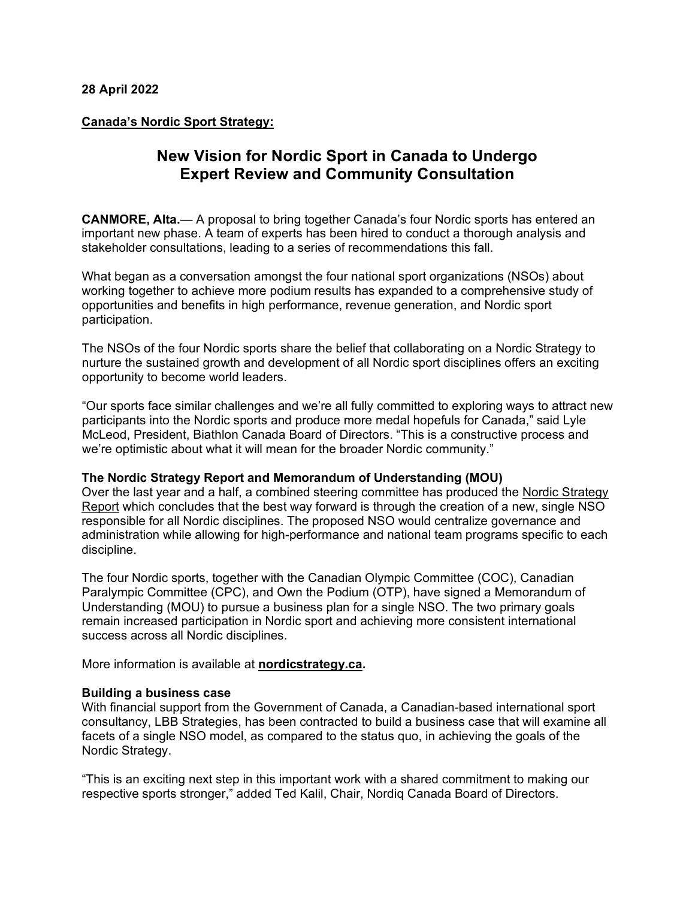**28 April 2022**

**Canada's Nordic Sport Strategy:**

# New Vision for Nordic Sport in Canada to Undergo Expert Review and Community Consultation

**CANMORE, Alta.**— A proposal to bring together Canada's four Nordic sports has entered an important new phase. A team of experts has been hired to conduct a thorough analysis and stakeholder consultations, leading to a series of recommendations this fall.

What began as a conversation amongst the four national sport organizations (NSOs) about working together to achieve more podium results has expanded to a comprehensive study of opportunities and benefits in high performance, revenue generation, and Nordic sport participation.

The NSOs of the four Nordic sports share the belief that collaborating on a Nordic Strategy to nurture the sustained growth and development of all Nordic sport disciplines offers an exciting opportunity to become world leaders.

"Our sports face similar challenges and we're all fully committed to exploring ways to attract new participants into the Nordic sports and produce more medal hopefuls for Canada," said Lyle McLeod, President, Biathlon Canada Board of Directors. "This is a constructive process and we're optimistic about what it will mean for the broader Nordic community."

**The Nordic Strategy Report and Memorandum of Understanding (MOU)**

Over the last year and a half, a combined steering committee has produced the Nordic Strategy Report which concludes that the best way forward is through the creation of a new, single NSO responsible for all Nordic disciplines. The proposed NSO would centralize governance and administration while allowing for high-performance and national team programs specific to each discipline.

The four Nordic sports, together with the Canadian Olympic Committee (COC), Canadian Paralympic Committee (CPC), and Own the Podium (OTP), have signed a Memorandum of Understanding (MOU) to pursue a business plan for a single NSO. The two primary goals remain increased participation in Nordic sport and achieving more consistent international success across all Nordic disciplines.

More information is available at **nordicstrategy.ca.**

**Building a business case**

With financial support from the Government of Canada, a Canadian-based international sport consultancy, LBB Strategies, has been contracted to build a business case that will examine all facets of a single NSO model, as compared to the status quo, in achieving the goals of the Nordic Strategy.

"This is an exciting next step in this important work with a shared commitment to making our respective sports stronger," added Ted Kalil, Chair, Nordiq Canada Board of Directors.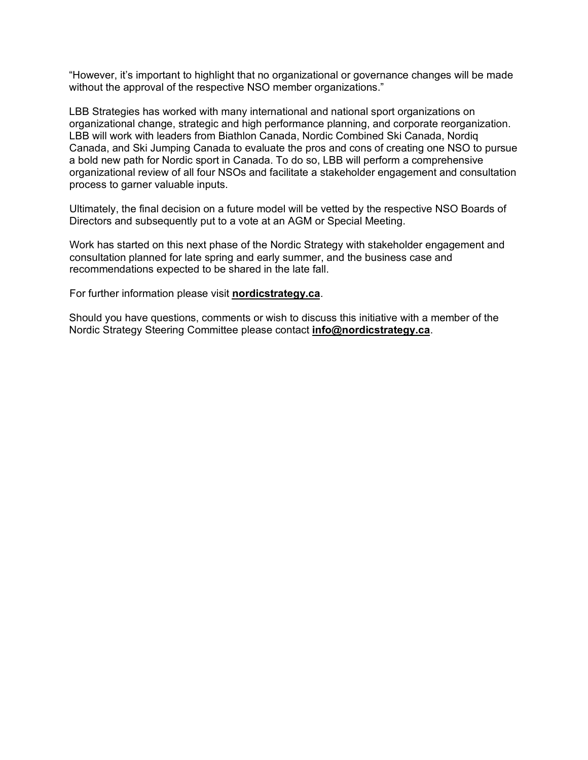"However, it's important to highlight that no organizational or governance changes will be made without the approval of the respective NSO member organizations."

LBB Strategies has worked with many international and national sport organizations on organizational change, strategic and high performance planning, and corporate reorganization. LBB will work with leaders from Biathlon Canada, Nordic Combined Ski Canada, Nordiq Canada, and Ski Jumping Canada to evaluate the pros and cons of creating one NSO to pursue a bold new path for Nordic sport in Canada. To do so, LBB will perform a comprehensive organizational review of all four NSOs and facilitate a stakeholder engagement and consultation process to garner valuable inputs.

Ultimately, the final decision on a future model will be vetted by the respective NSO Boards of Directors and subsequently put to a vote at an AGM or Special Meeting.

Work has started on this next phase of the Nordic Strategy with stakeholder engagement and consultation planned for late spring and early summer, and the business case and recommendations expected to be shared in the late fall.

For further information please visit **nordicstrategy.ca**.

Should you have questions, comments or wish to discuss this initiative with a member of the Nordic Strategy Steering Committee please contact **info@nordicstrategy.ca**.